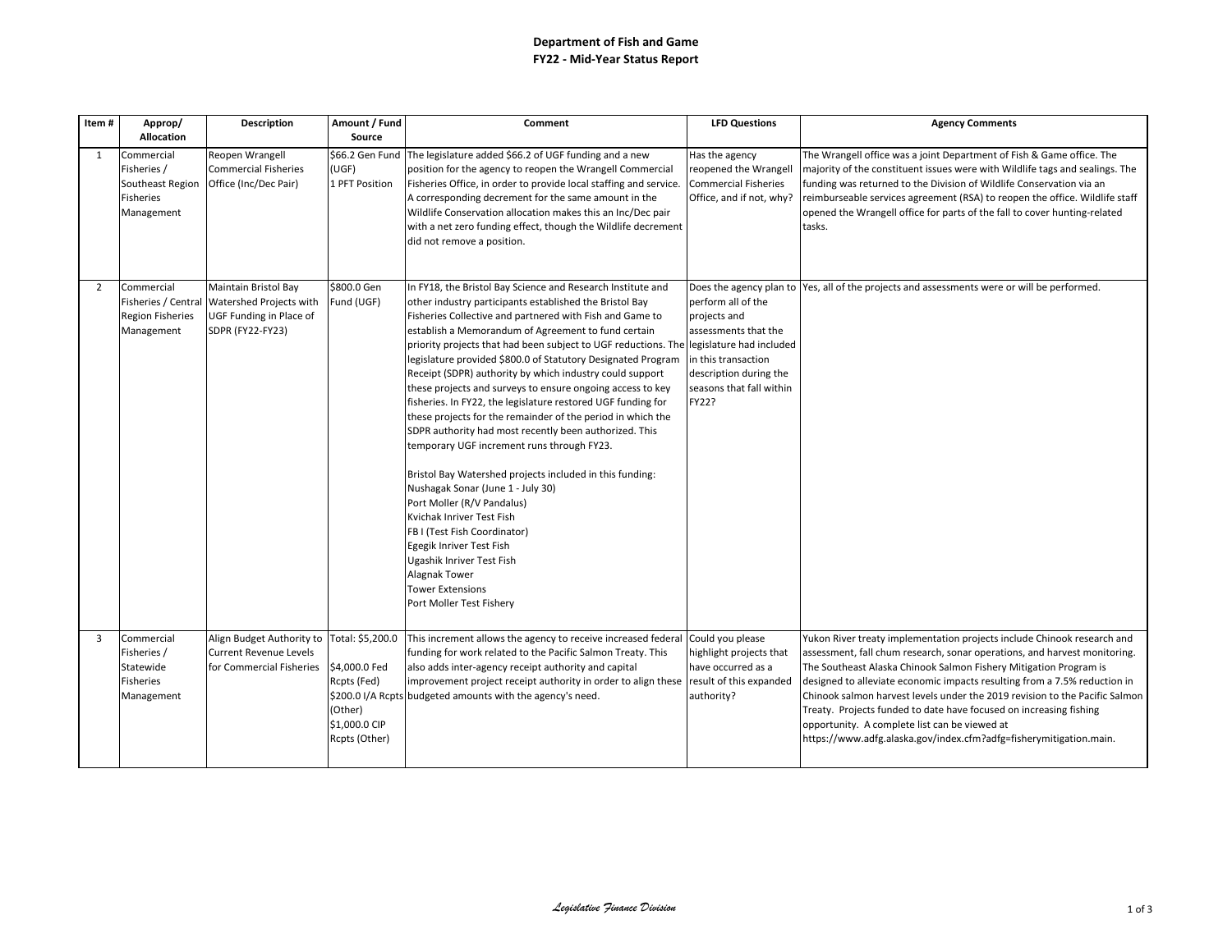# Department of Fish and Game
## FY22 - Mid-Year Status Report

| Item # | Approp/ Allocation | Description | Amount / Fund Source | Comment | LFD Questions | Agency Comments |
|---|---|---|---|---|---|---|
| 1 | Commercial Fisheries / Southeast Region Fisheries Management | Reopen Wrangell Commercial Fisheries Office (Inc/Dec Pair) | $66.2 Gen Fund (UGF)<br>1 PFT Position | The legislature added $66.2 of UGF funding and a new position for the agency to reopen the Wrangell Commercial Fisheries Office, in order to provide local staffing and service. A corresponding decrement for the same amount in the Wildlife Conservation allocation makes this an Inc/Dec pair with a net zero funding effect, though the Wildlife decrement did not remove a position. | Has the agency reopened the Wrangell Commercial Fisheries Office, and if not, why? | The Wrangell office was a joint Department of Fish & Game office. The majority of the constituent issues were with Wildlife tags and sealings. The funding was returned to the Division of Wildlife Conservation via an reimburseable services agreement (RSA) to reopen the office. Wildlife staff opened the Wrangell office for parts of the fall to cover hunting-related tasks. |
| 2 | Commercial Fisheries / Central Region Fisheries Management | Maintain Bristol Bay Watershed Projects with UGF Funding in Place of SDPR (FY22-FY23) | $800.0 Gen Fund (UGF) | In FY18, the Bristol Bay Science and Research Institute and other industry participants established the Bristol Bay Fisheries Collective and partnered with Fish and Game to establish a Memorandum of Agreement to fund certain priority projects that had been subject to UGF reductions. The legislature provided $800.0 of Statutory Designated Program Receipt (SDPR) authority by which industry could support these projects and surveys to ensure ongoing access to key fisheries. In FY22, the legislature restored UGF funding for these projects for the remainder of the period in which the SDPR authority had most recently been authorized. This temporary UGF increment runs through FY23.<br><br>Bristol Bay Watershed projects included in this funding:<br>Nushagak Sonar (June 1 - July 30)<br>Port Moller (R/V Pandalus)<br>Kvichak Inriver Test Fish<br>FB I (Test Fish Coordinator)<br>Egegik Inriver Test Fish<br>Ugashik Inriver Test Fish<br>Alagnak Tower<br>Tower Extensions<br>Port Moller Test Fishery | Does the agency plan to perform all of the projects and assessments that the legislature had included in this transaction description during the seasons that fall within FY22? | Yes, all of the projects and assessments were or will be performed. |
| 3 | Commercial Fisheries / Statewide Fisheries Management | Align Budget Authority to Current Revenue Levels for Commercial Fisheries | Total: $5,200.0<br><br>$4,000.0 Fed Rcpts (Fed)<br>$200.0 I/A Rcpts (Other)<br>$1,000.0 CIP Rcpts (Other) | This increment allows the agency to receive increased federal funding for work related to the Pacific Salmon Treaty. This also adds inter-agency receipt authority and capital improvement project receipt authority in order to align these budgeted amounts with the agency's need. | Could you please highlight projects that have occurred as a result of this expanded authority? | Yukon River treaty implementation projects include Chinook research and assessment, fall chum research, sonar operations, and harvest monitoring. The Southeast Alaska Chinook Salmon Fishery Mitigation Program is designed to alleviate economic impacts resulting from a 7.5% reduction in Chinook salmon harvest levels under the 2019 revision to the Pacific Salmon Treaty. Projects funded to date have focused on increasing fishing opportunity. A complete list can be viewed at https://www.adfg.alaska.gov/index.cfm?adfg=fisherymitigation.main. |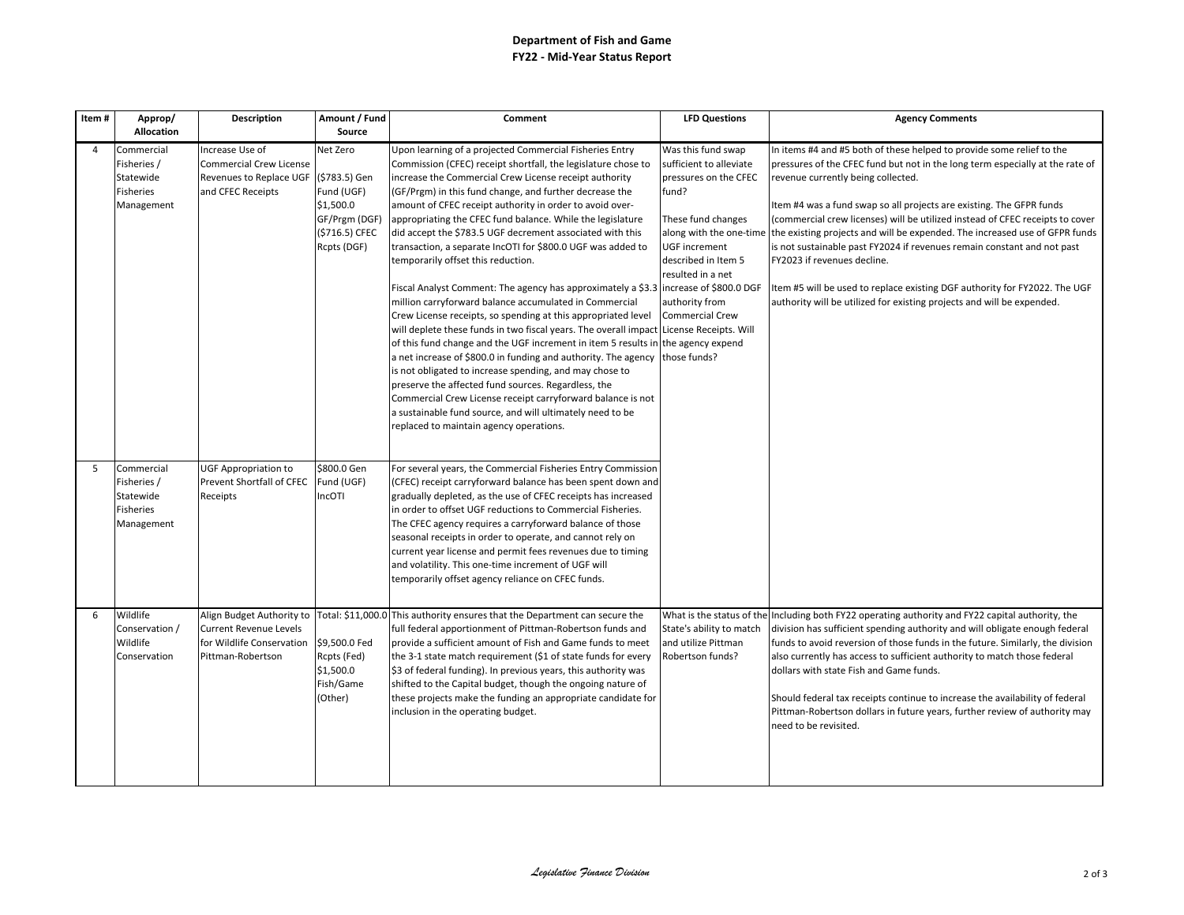**Department of Fish and Game**
**FY22 - Mid-Year Status Report**

| Item # | Approp/ Allocation | Description | Amount / Fund Source | Comment | LFD Questions | Agency Comments |
|---|---|---|---|---|---|---|
| 4 | Commercial Fisheries / Statewide Fisheries Management | Increase Use of Commercial Crew License Revenues to Replace UGF and CFEC Receipts | Net Zero<br>($783.5) Gen Fund (UGF)<br>$1,500.0 GF/Prgm (DGF)<br>($716.5) CFEC Rcpts (DGF) | Upon learning of a projected Commercial Fisheries Entry Commission (CFEC) receipt shortfall, the legislature chose to increase the Commercial Crew License receipt authority (GF/Prgm) in this fund change, and further decrease the amount of CFEC receipt authority in order to avoid over-appropriating the CFEC fund balance. While the legislature did accept the $783.5 UGF decrement associated with this transaction, a separate IncOTI for $800.0 UGF was added to temporarily offset this reduction.<br><br>Fiscal Analyst Comment: The agency has approximately a $3.3 million carryforward balance accumulated in Commercial Crew License receipts, so spending at this appropriated level will deplete these funds in two fiscal years. The overall impact of this fund change and the UGF increment in item 5 results in a net increase of $800.0 in funding and authority. The agency is not obligated to increase spending, and may chose to preserve the affected fund sources. Regardless, the Commercial Crew License receipt carryforward balance is not a sustainable fund source, and will ultimately need to be replaced to maintain agency operations. | Was this fund swap sufficient to alleviate pressures on the CFEC fund?<br><br>These fund changes along with the one-time UGF increment described in Item 5 resulted in a net increase of $800.0 DGF authority from Commercial Crew License Receipts. Will the agency expend those funds? | In items #4 and #5 both of these helped to provide some relief to the pressures of the CFEC fund but not in the long term especially at the rate of revenue currently being collected.<br><br>Item #4 was a fund swap so all projects are existing. The GFPR funds (commercial crew licenses) will be utilized instead of CFEC receipts to cover the existing projects and will be expended. The increased use of GFPR funds is not sustainable past FY2024 if revenues remain constant and not past FY2023 if revenues decline.<br><br>Item #5 will be used to replace existing DGF authority for FY2022. The UGF authority will be utilized for existing projects and will be expended. |
| 5 | Commercial Fisheries / Statewide Fisheries Management | UGF Appropriation to Prevent Shortfall of CFEC Receipts | $800.0 Gen Fund (UGF)<br>IncOTI | For several years, the Commercial Fisheries Entry Commission (CFEC) receipt carryforward balance has been spent down and gradually depleted, as the use of CFEC receipts has increased in order to offset UGF reductions to Commercial Fisheries. The CFEC agency requires a carryforward balance of those seasonal receipts in order to operate, and cannot rely on current year license and permit fees revenues due to timing and volatility. This one-time increment of UGF will temporarily offset agency reliance on CFEC funds. | | |
| 6 | Wildlife Conservation / Wildlife Conservation | Align Budget Authority to Current Revenue Levels for Wildlife Conservation Pittman-Robertson | Total: $11,000.0<br>$9,500.0 Fed Rcpts (Fed)<br>$1,500.0 Fish/Game (Other) | This authority ensures that the Department can secure the full federal apportionment of Pittman-Robertson funds and provide a sufficient amount of Fish and Game funds to meet the 3-1 state match requirement ($1 of state funds for every $3 of federal funding). In previous years, this authority was shifted to the Capital budget, though the ongoing nature of these projects make the funding an appropriate candidate for inclusion in the operating budget. | What is the status of the State's ability to match and utilize Pittman Robertson funds? | Including both FY22 operating authority and FY22 capital authority, the division has sufficient spending authority and will obligate enough federal funds to avoid reversion of those funds in the future. Similarly, the division also currently has access to sufficient authority to match those federal dollars with state Fish and Game funds.<br><br>Should federal tax receipts continue to increase the availability of federal Pittman-Robertson dollars in future years, further review of authority may need to be revisited. |

*Legislative Finance Division*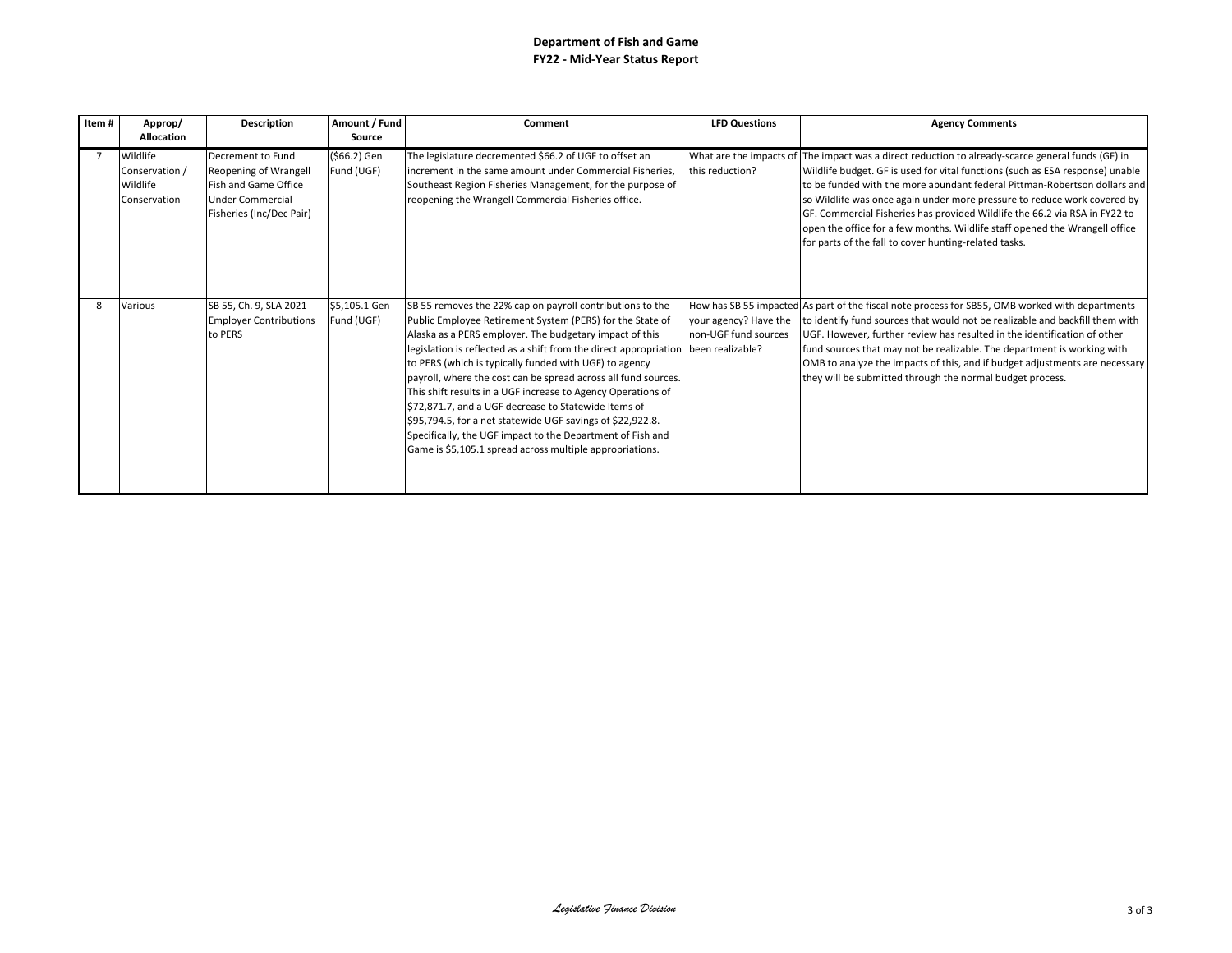# Department of Fish and Game
## FY22 - Mid-Year Status Report

| Item # | Approp/ Allocation | Description | Amount / Fund Source | Comment | LFD Questions | Agency Comments |
|---|---|---|---|---|---|---|
| 7 | Wildlife Conservation / Wildlife Conservation | Decrement to Fund Reopening of Wrangell Fish and Game Office Under Commercial Fisheries (Inc/Dec Pair) | ($66.2) Gen Fund (UGF) | The legislature decremented $66.2 of UGF to offset an increment in the same amount under Commercial Fisheries, Southeast Region Fisheries Management, for the purpose of reopening the Wrangell Commercial Fisheries office. | What are the impacts of this reduction? | The impact was a direct reduction to already-scarce general funds (GF) in Wildlife budget. GF is used for vital functions (such as ESA response) unable to be funded with the more abundant federal Pittman-Robertson dollars and so Wildlife was once again under more pressure to reduce work covered by GF. Commercial Fisheries has provided Wildlife the 66.2 via RSA in FY22 to open the office for a few months. Wildlife staff opened the Wrangell office for parts of the fall to cover hunting-related tasks. |
| 8 | Various | SB 55, Ch. 9, SLA 2021 Employer Contributions to PERS | $5,105.1 Gen Fund (UGF) | SB 55 removes the 22% cap on payroll contributions to the Public Employee Retirement System (PERS) for the State of Alaska as a PERS employer. The budgetary impact of this legislation is reflected as a shift from the direct appropriation to PERS (which is typically funded with UGF) to agency payroll, where the cost can be spread across all fund sources. This shift results in a UGF increase to Agency Operations of $72,871.7, and a UGF decrease to Statewide Items of $95,794.5, for a net statewide UGF savings of $22,922.8. Specifically, the UGF impact to the Department of Fish and Game is $5,105.1 spread across multiple appropriations. | How has SB 55 impacted your agency? Have the non-UGF fund sources been realizable? | As part of the fiscal note process for SB55, OMB worked with departments to identify fund sources that would not be realizable and backfill them with UGF. However, further review has resulted in the identification of other fund sources that may not be realizable. The department is working with OMB to analyze the impacts of this, and if budget adjustments are necessary they will be submitted through the normal budget process. |